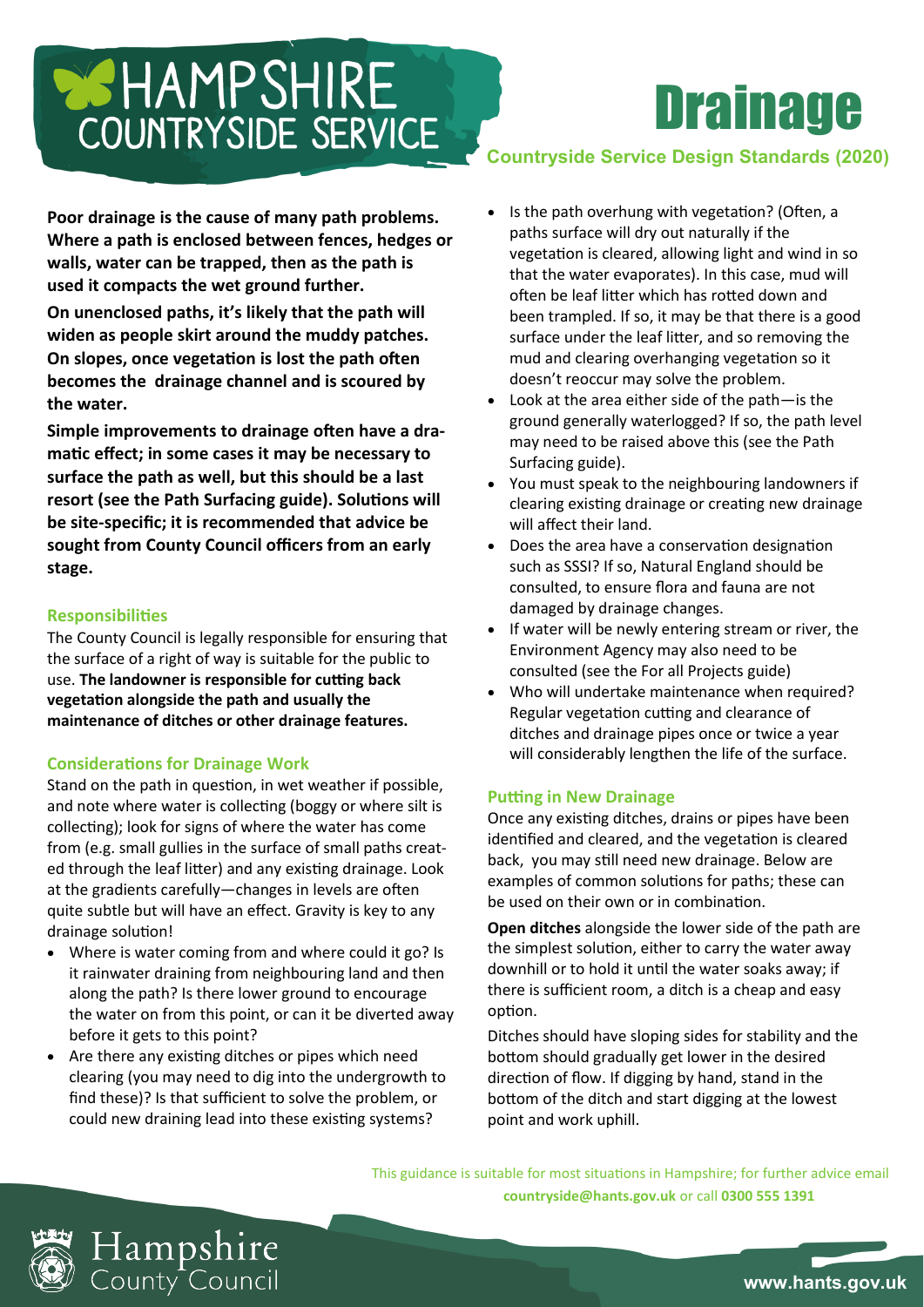# Drainage

**Countryside Service Design Standards (2020)**

**Poor drainage is the cause of many path problems. Where a path is enclosed between fences, hedges or walls, water can be trapped, then as the path is used it compacts the wet ground further.**

**On unenclosed paths, it's likely that the path will widen as people skirt around the muddy patches. On slopes, once vegetation is lost the path often becomes the drainage channel and is scoured by the water.**

**Simple improvements to drainage often have a dramatic effect; in some cases it may be necessary to surface the path as well, but this should be a last resort (see the Path Surfacing guide). Solutions will be site-specific; it is recommended that advice be sought from County Council officers from an early stage.**

## Responsibilities

The County Council is legally responsible for ensuring that the surface of a right of way is suitable for the public to use. **The landowner is responsible for cutting back vegetation alongside the path and usually the maintenance of ditches or other drainage features.**

## Considerations for Drainage Work

Stand on the path in question, in wet weather if possible, and note where water is collecting (boggy or where silt is collecting); look for signs of where the water has come from (e.g. small gullies in the surface of small paths created through the leaf litter) and any existing drainage. Look at the gradients carefully—changes in levels are often quite subtle but will have an effect. Gravity is key to any drainage solution!

- Where is water coming from and where could it go? Is it rainwater draining from neighbouring land and then along the path? Is there lower ground to encourage the water on from this point, or can it be diverted away before it gets to this point?
- Are there any existing ditches or pipes which need clearing (you may need to dig into the undergrowth to find these)? Is that sufficient to solve the problem, or could new draining lead into these existing systems?
- Is the path overhung with vegetation? (Often, a paths surface will dry out naturally if the vegetation is cleared, allowing light and wind in so that the water evaporates). In this case, mud will often be leaf litter which has rotted down and been trampled. If so, it may be that there is a good surface under the leaf litter, and so removing the mud and clearing overhanging vegetation so it doesn't reoccur may solve the problem.
- Look at the area either side of the path—is the ground generally waterlogged? If so, the path level may need to be raised above this (see the Path Surfacing guide).
- You must speak to the neighbouring landowners if clearing existing drainage or creating new drainage will affect their land.
- Does the area have a conservation designation such as SSSI? If so, Natural England should be consulted, to ensure flora and fauna are not damaged by drainage changes.
- If water will be newly entering stream or river, the Environment Agency may also need to be consulted (see the For all Projects guide)
- Who will undertake maintenance when required? Regular vegetation cutting and clearance of ditches and drainage pipes once or twice a year will considerably lengthen the life of the surface.

## Putting in New Drainage

Once any existing ditches, drains or pipes have been identified and cleared, and the vegetation is cleared back, you may still need new drainage. Below are examples of common solutions for paths; these can be used on their own or in combination.

**Open ditches** alongside the lower side of the path are the simplest solution, either to carry the water away downhill or to hold it until the water soaks away; if there is sufficient room, a ditch is a cheap and easy option.

Ditches should have sloping sides for stability and the bottom should gradually get lower in the desired direction of flow. If digging by hand, stand in the bottom of the ditch and start digging at the lowest point and work uphill.

This guidance is suitable for most situations in Hampshire; for further advice email **countryside@hants.gov.uk** or call **0300 555 1391**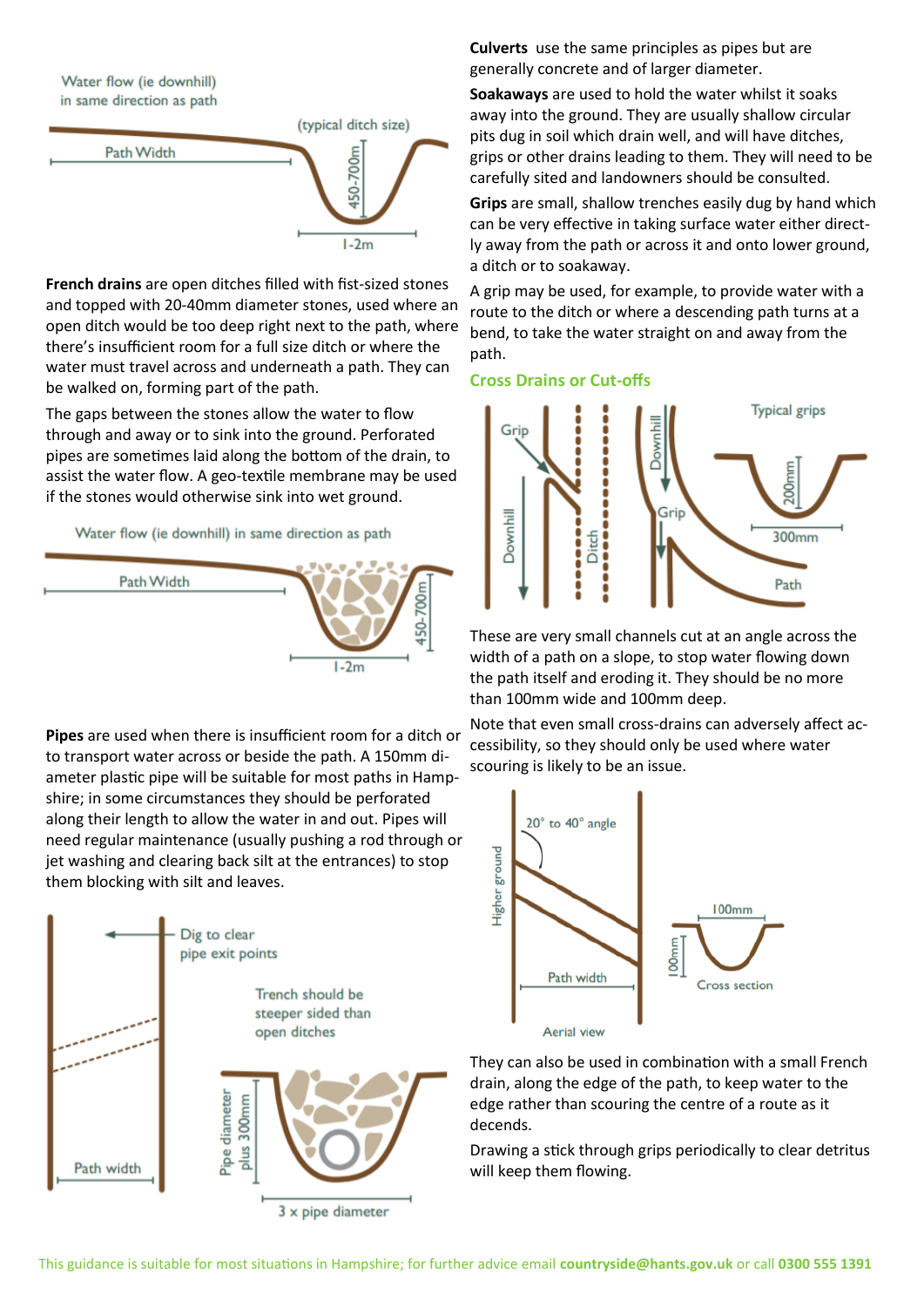Water flow (ie downhill) in same direction as path

(typical ditch size)

Path Width

450-700m

1-2m

**French drains** are open ditches filled with fist-sized stones and topped with 20-40mm diameter stones, used where an open ditch would be too deep right next to the path, where there's insufficient room for a full size ditch or where the water must travel across and underneath a path. They can be walked on, forming part of the path.

The gaps between the stones allow the water to flow through and away or to sink into the ground. Perforated pipes are sometimes laid along the bottom of the drain, to assist the water flow. A geo-textile membrane may be used if the stones would otherwise sink into wet ground.

Water flow (ie downhill) in same direction as path

Path Width

450-700m

1-2m

**Pipes** are used when there is insufficient room for a ditch or to transport water across or beside the path. A 150mm diameter plastic pipe will be suitable for most paths in Hampshire; in some circumstances they should be perforated along their length to allow the water in and out. Pipes will need regular maintenance (usually pushing a rod through or jet washing and clearing back silt at the entrances) to stop them blocking with silt and leaves.

Dig to clear pipe exit points

Trench should be steeper sided than open ditches

Path width

Pipe diameter plus 300mm

3 x pipe diameter

**Culverts** use the same principles as pipes but are generally concrete and of larger diameter.

**Soakaways** are used to hold the water whilst it soaks away into the ground. They are usually shallow circular pits dug in soil which drain well, and will have ditches, grips or other drains leading to them. They will need to be carefully sited and landowners should be consulted.

**Grips** are small, shallow trenches easily dug by hand which can be very effective in taking surface water either directly away from the path or across it and onto lower ground, a ditch or to soakaway.

A grip may be used, for example, to provide water with a route to the ditch or where a descending path turns at a bend, to take the water straight on and away from the path.

## Cross Drains or Cut-offs

Grip

Downhill

Ditch

Downhill

Grip

Typical grips

200mm

300mm

Path

These are very small channels cut at an angle across the width of a path on a slope, to stop water flowing down the path itself and eroding it. They should be no more than 100mm wide and 100mm deep.

Note that even small cross-drains can adversely affect accessibility, so they should only be used where water scouring is likely to be an issue.

20° to 40° angle

Higher ground

Path width

Aerial view

100mm

100mm

Cross section

They can also be used in combination with a small French drain, along the edge of the path, to keep water to the edge rather than scouring the centre of a route as it decends.

Drawing a stick through grips periodically to clear detritus will keep them flowing.

This guidance is suitable for most situations in Hampshire; for further advice email **countryside@hants.gov.uk** or call **0300 555 1391**